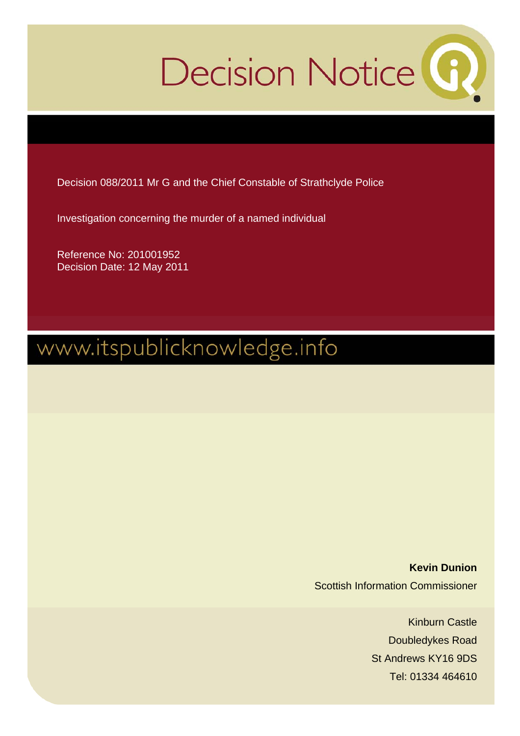# Decision Notice

Decision 088/2011 Mr G and the Chief Constable of Strathclyde Police

Investigation concerning the murder of a named individual

Reference No: 201001952
Decision Date: 12 May 2011

www.itspublicknowledge.info

**Kevin Dunion**
Scottish Information Commissioner

Kinburn Castle
Doubledykes Road
St Andrews KY16 9DS
Tel: 01334 464610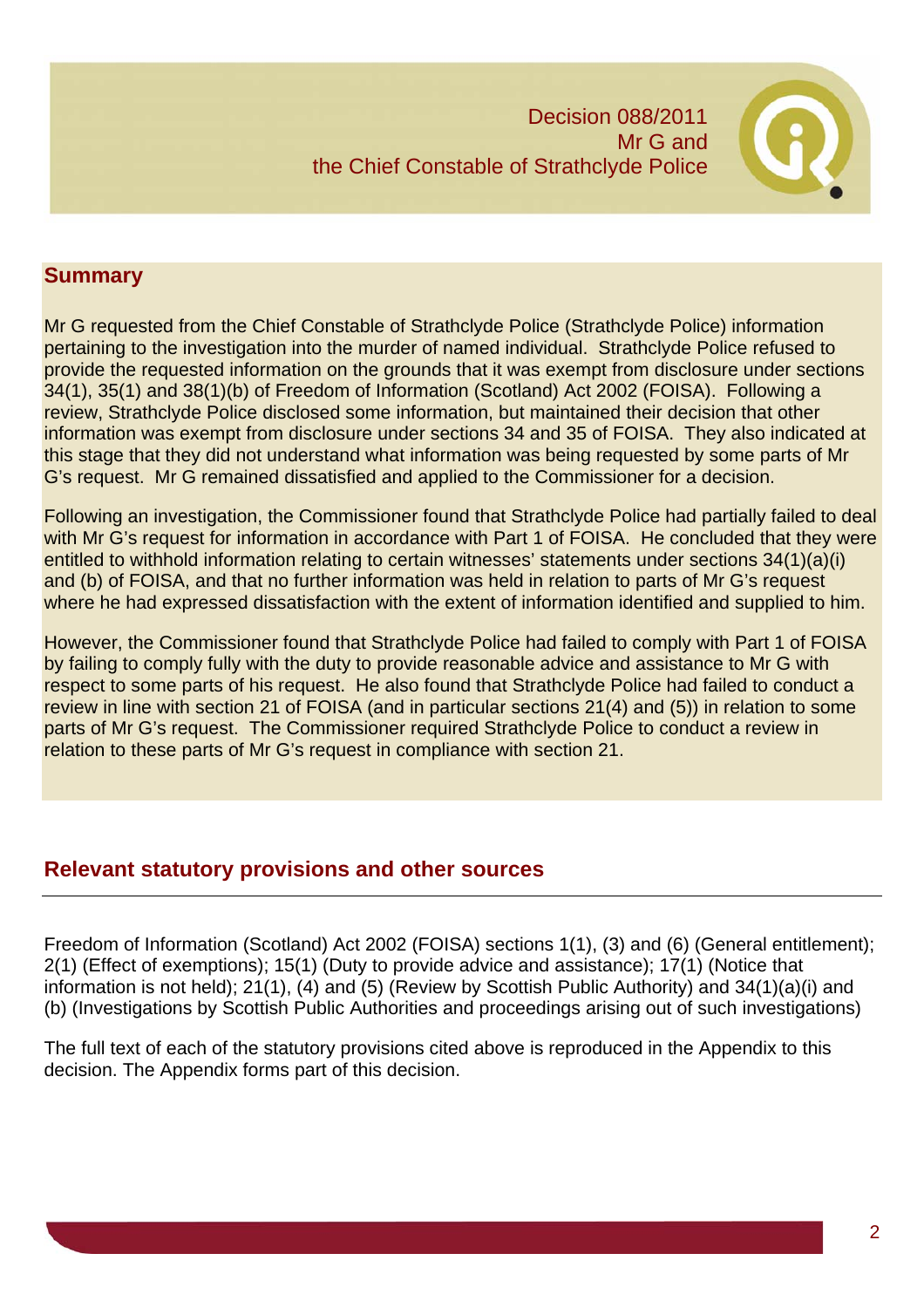Decision 088/2011
Mr G and
the Chief Constable of Strathclyde Police

## Summary

Mr G requested from the Chief Constable of Strathclyde Police (Strathclyde Police) information pertaining to the investigation into the murder of named individual. Strathclyde Police refused to provide the requested information on the grounds that it was exempt from disclosure under sections 34(1), 35(1) and 38(1)(b) of Freedom of Information (Scotland) Act 2002 (FOISA). Following a review, Strathclyde Police disclosed some information, but maintained their decision that other information was exempt from disclosure under sections 34 and 35 of FOISA. They also indicated at this stage that they did not understand what information was being requested by some parts of Mr G's request. Mr G remained dissatisfied and applied to the Commissioner for a decision.

Following an investigation, the Commissioner found that Strathclyde Police had partially failed to deal with Mr G's request for information in accordance with Part 1 of FOISA. He concluded that they were entitled to withhold information relating to certain witnesses' statements under sections 34(1)(a)(i) and (b) of FOISA, and that no further information was held in relation to parts of Mr G's request where he had expressed dissatisfaction with the extent of information identified and supplied to him.

However, the Commissioner found that Strathclyde Police had failed to comply with Part 1 of FOISA by failing to comply fully with the duty to provide reasonable advice and assistance to Mr G with respect to some parts of his request. He also found that Strathclyde Police had failed to conduct a review in line with section 21 of FOISA (and in particular sections 21(4) and (5)) in relation to some parts of Mr G's request. The Commissioner required Strathclyde Police to conduct a review in relation to these parts of Mr G's request in compliance with section 21.

## Relevant statutory provisions and other sources

Freedom of Information (Scotland) Act 2002 (FOISA) sections 1(1), (3) and (6) (General entitlement); 2(1) (Effect of exemptions); 15(1) (Duty to provide advice and assistance); 17(1) (Notice that information is not held); 21(1), (4) and (5) (Review by Scottish Public Authority) and 34(1)(a)(i) and (b) (Investigations by Scottish Public Authorities and proceedings arising out of such investigations)

The full text of each of the statutory provisions cited above is reproduced in the Appendix to this decision. The Appendix forms part of this decision.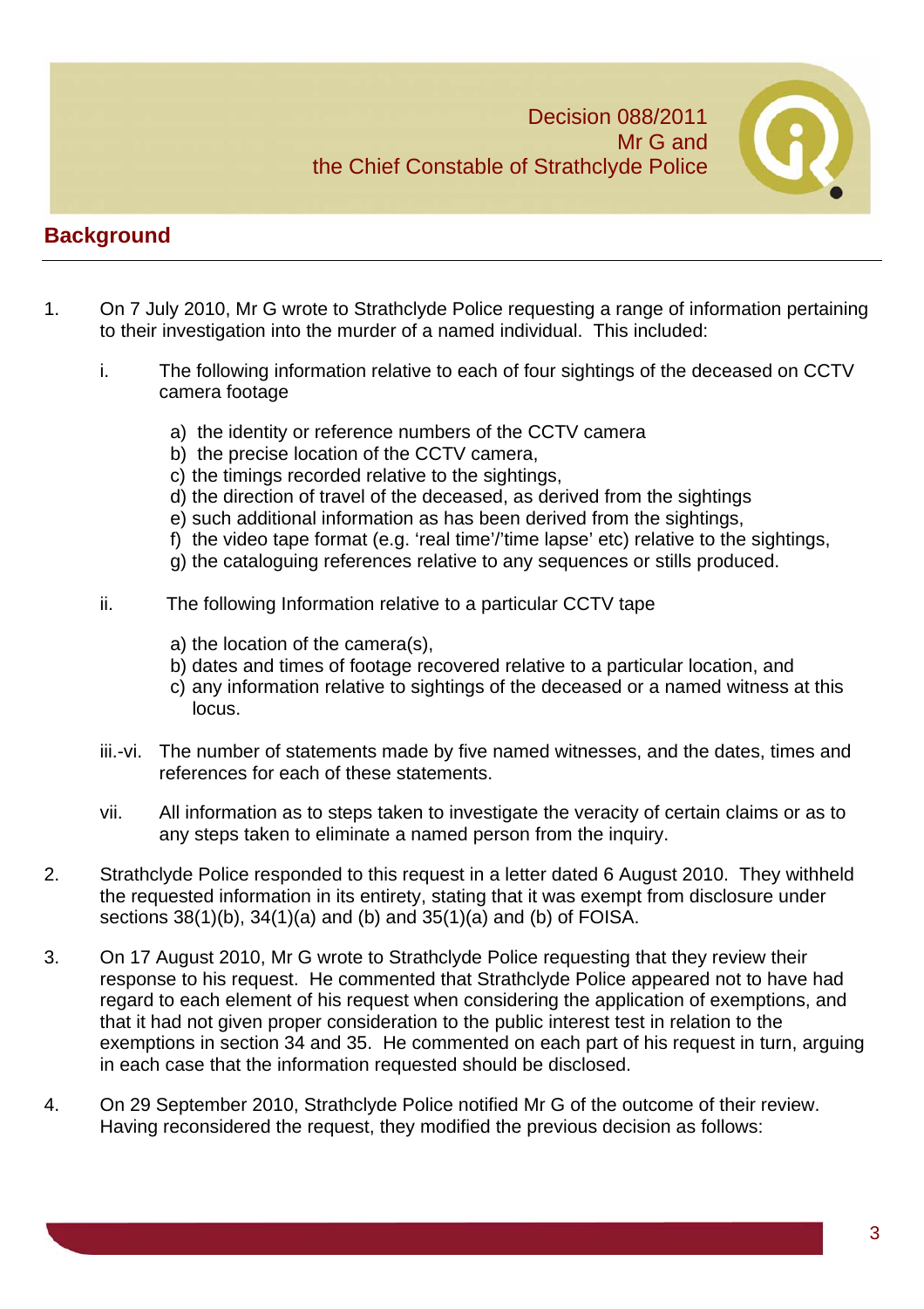## Background

1. On 7 July 2010, Mr G wrote to Strathclyde Police requesting a range of information pertaining to their investigation into the murder of a named individual. This included:

   i. The following information relative to each of four sightings of the deceased on CCTV camera footage

      a) the identity or reference numbers of the CCTV camera
      b) the precise location of the CCTV camera,
      c) the timings recorded relative to the sightings,
      d) the direction of travel of the deceased, as derived from the sightings
      e) such additional information as has been derived from the sightings,
      f) the video tape format (e.g. 'real time'/'time lapse' etc) relative to the sightings,
      g) the cataloguing references relative to any sequences or stills produced.

   ii. The following Information relative to a particular CCTV tape

      a) the location of the camera(s),
      b) dates and times of footage recovered relative to a particular location, and
      c) any information relative to sightings of the deceased or a named witness at this locus.

   iii.-vi. The number of statements made by five named witnesses, and the dates, times and references for each of these statements.

   vii. All information as to steps taken to investigate the veracity of certain claims or as to any steps taken to eliminate a named person from the inquiry.

2. Strathclyde Police responded to this request in a letter dated 6 August 2010. They withheld the requested information in its entirety, stating that it was exempt from disclosure under sections 38(1)(b), 34(1)(a) and (b) and 35(1)(a) and (b) of FOISA.

3. On 17 August 2010, Mr G wrote to Strathclyde Police requesting that they review their response to his request. He commented that Strathclyde Police appeared not to have had regard to each element of his request when considering the application of exemptions, and that it had not given proper consideration to the public interest test in relation to the exemptions in section 34 and 35. He commented on each part of his request in turn, arguing in each case that the information requested should be disclosed.

4. On 29 September 2010, Strathclyde Police notified Mr G of the outcome of their review. Having reconsidered the request, they modified the previous decision as follows: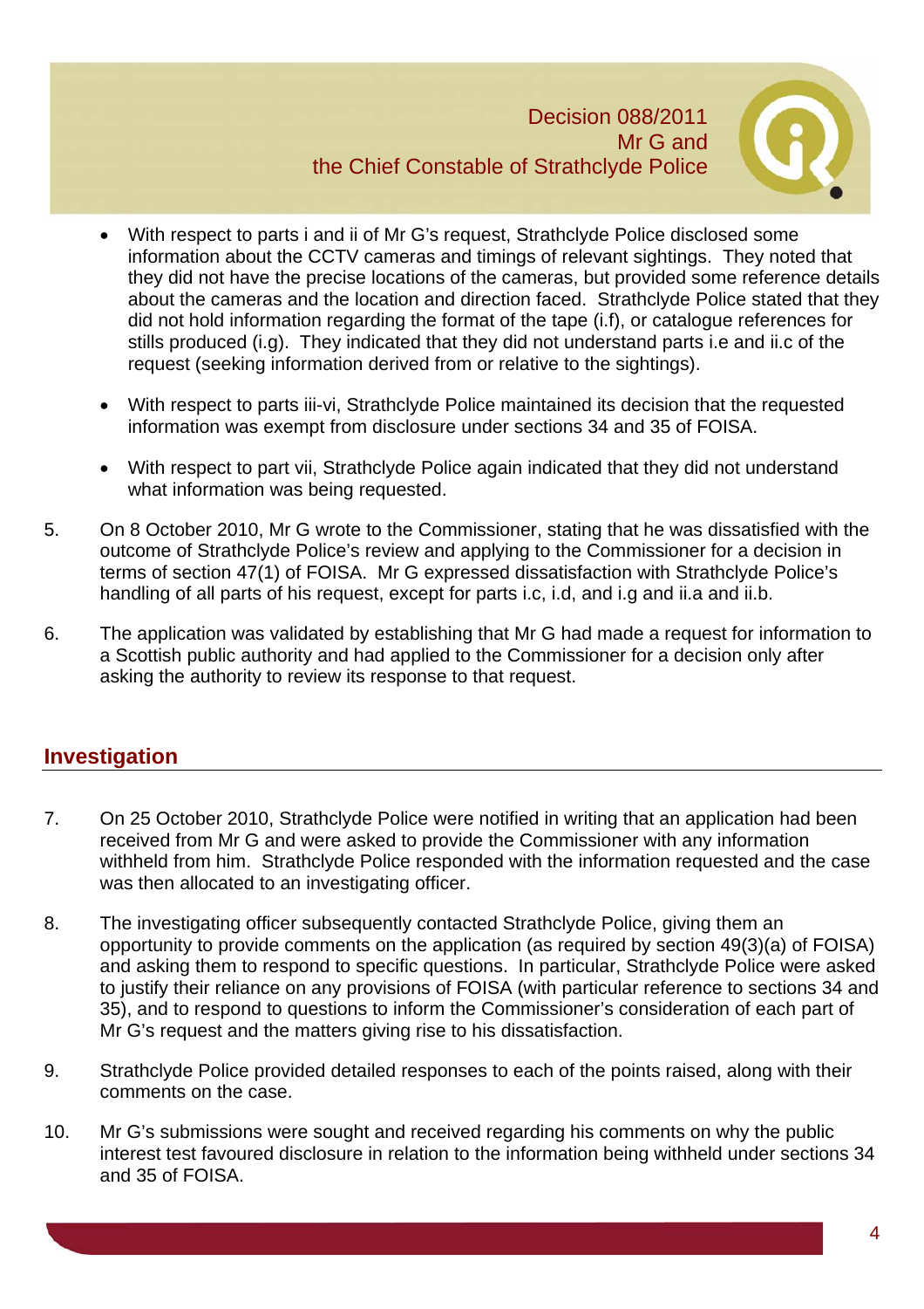- With respect to parts i and ii of Mr G's request, Strathclyde Police disclosed some information about the CCTV cameras and timings of relevant sightings. They noted that they did not have the precise locations of the cameras, but provided some reference details about the cameras and the location and direction faced. Strathclyde Police stated that they did not hold information regarding the format of the tape (i.f), or catalogue references for stills produced (i.g). They indicated that they did not understand parts i.e and ii.c of the request (seeking information derived from or relative to the sightings).

- With respect to parts iii-vi, Strathclyde Police maintained its decision that the requested information was exempt from disclosure under sections 34 and 35 of FOISA.

- With respect to part vii, Strathclyde Police again indicated that they did not understand what information was being requested.

5. On 8 October 2010, Mr G wrote to the Commissioner, stating that he was dissatisfied with the outcome of Strathclyde Police's review and applying to the Commissioner for a decision in terms of section 47(1) of FOISA. Mr G expressed dissatisfaction with Strathclyde Police's handling of all parts of his request, except for parts i.c, i.d, and i.g and ii.a and ii.b.

6. The application was validated by establishing that Mr G had made a request for information to a Scottish public authority and had applied to the Commissioner for a decision only after asking the authority to review its response to that request.

## Investigation

7. On 25 October 2010, Strathclyde Police were notified in writing that an application had been received from Mr G and were asked to provide the Commissioner with any information withheld from him. Strathclyde Police responded with the information requested and the case was then allocated to an investigating officer.

8. The investigating officer subsequently contacted Strathclyde Police, giving them an opportunity to provide comments on the application (as required by section 49(3)(a) of FOISA) and asking them to respond to specific questions. In particular, Strathclyde Police were asked to justify their reliance on any provisions of FOISA (with particular reference to sections 34 and 35), and to respond to questions to inform the Commissioner's consideration of each part of Mr G's request and the matters giving rise to his dissatisfaction.

9. Strathclyde Police provided detailed responses to each of the points raised, along with their comments on the case.

10. Mr G's submissions were sought and received regarding his comments on why the public interest test favoured disclosure in relation to the information being withheld under sections 34 and 35 of FOISA.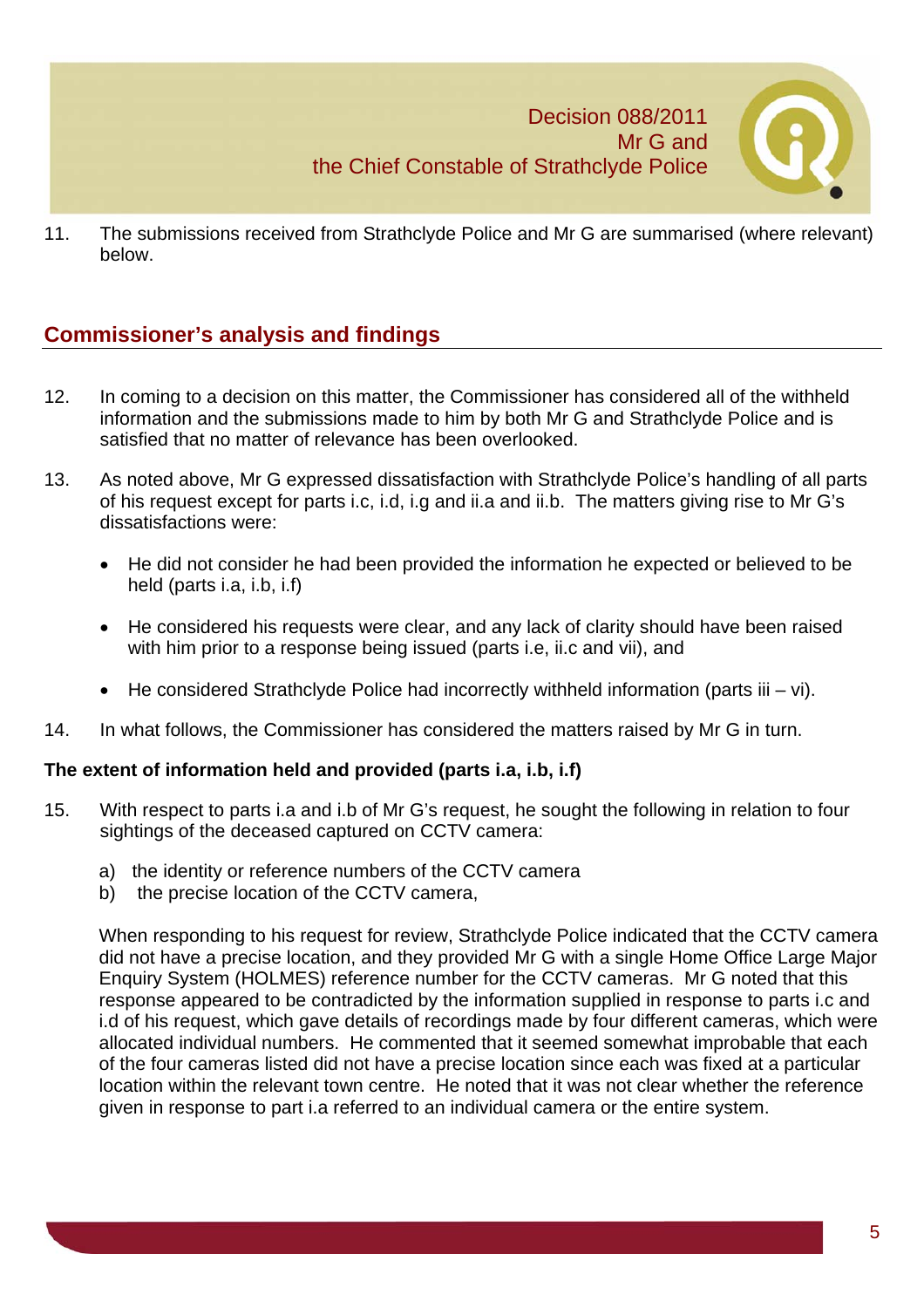11. The submissions received from Strathclyde Police and Mr G are summarised (where relevant) below.

## Commissioner's analysis and findings

12. In coming to a decision on this matter, the Commissioner has considered all of the withheld information and the submissions made to him by both Mr G and Strathclyde Police and is satisfied that no matter of relevance has been overlooked.

13. As noted above, Mr G expressed dissatisfaction with Strathclyde Police's handling of all parts of his request except for parts i.c, i.d, i.g and ii.a and ii.b. The matters giving rise to Mr G's dissatisfactions were:

    - He did not consider he had been provided the information he expected or believed to be held (parts i.a, i.b, i.f)
    - He considered his requests were clear, and any lack of clarity should have been raised with him prior to a response being issued (parts i.e, ii.c and vii), and
    - He considered Strathclyde Police had incorrectly withheld information (parts iii – vi).

14. In what follows, the Commissioner has considered the matters raised by Mr G in turn.

**The extent of information held and provided (parts i.a, i.b, i.f)**

15. With respect to parts i.a and i.b of Mr G's request, he sought the following in relation to four sightings of the deceased captured on CCTV camera:

    a) the identity or reference numbers of the CCTV camera
    b) the precise location of the CCTV camera,

    When responding to his request for review, Strathclyde Police indicated that the CCTV camera did not have a precise location, and they provided Mr G with a single Home Office Large Major Enquiry System (HOLMES) reference number for the CCTV cameras. Mr G noted that this response appeared to be contradicted by the information supplied in response to parts i.c and i.d of his request, which gave details of recordings made by four different cameras, which were allocated individual numbers. He commented that it seemed somewhat improbable that each of the four cameras listed did not have a precise location since each was fixed at a particular location within the relevant town centre. He noted that it was not clear whether the reference given in response to part i.a referred to an individual camera or the entire system.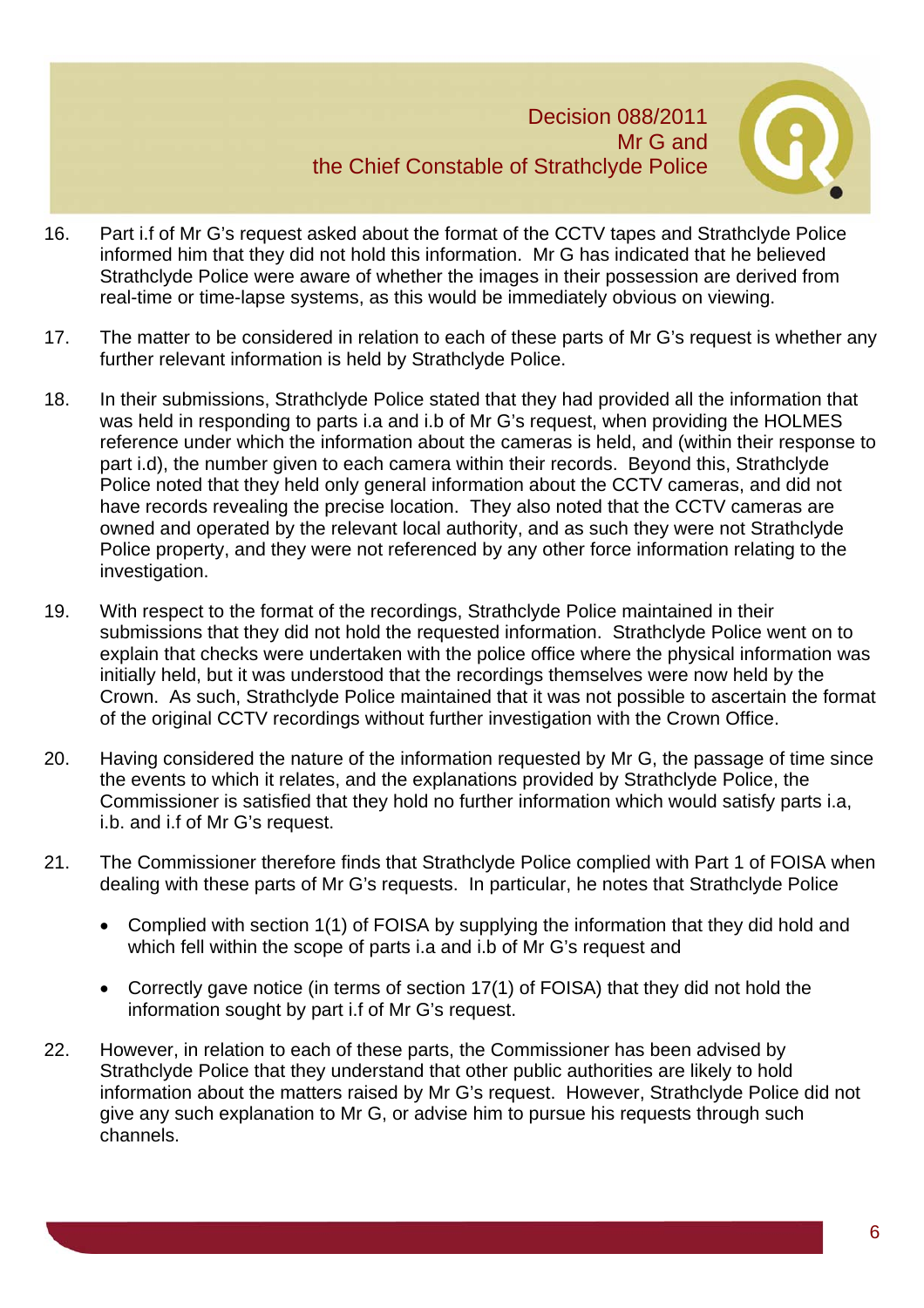16. Part i.f of Mr G's request asked about the format of the CCTV tapes and Strathclyde Police informed him that they did not hold this information. Mr G has indicated that he believed Strathclyde Police were aware of whether the images in their possession are derived from real-time or time-lapse systems, as this would be immediately obvious on viewing.

17. The matter to be considered in relation to each of these parts of Mr G's request is whether any further relevant information is held by Strathclyde Police.

18. In their submissions, Strathclyde Police stated that they had provided all the information that was held in responding to parts i.a and i.b of Mr G's request, when providing the HOLMES reference under which the information about the cameras is held, and (within their response to part i.d), the number given to each camera within their records. Beyond this, Strathclyde Police noted that they held only general information about the CCTV cameras, and did not have records revealing the precise location. They also noted that the CCTV cameras are owned and operated by the relevant local authority, and as such they were not Strathclyde Police property, and they were not referenced by any other force information relating to the investigation.

19. With respect to the format of the recordings, Strathclyde Police maintained in their submissions that they did not hold the requested information. Strathclyde Police went on to explain that checks were undertaken with the police office where the physical information was initially held, but it was understood that the recordings themselves were now held by the Crown. As such, Strathclyde Police maintained that it was not possible to ascertain the format of the original CCTV recordings without further investigation with the Crown Office.

20. Having considered the nature of the information requested by Mr G, the passage of time since the events to which it relates, and the explanations provided by Strathclyde Police, the Commissioner is satisfied that they hold no further information which would satisfy parts i.a, i.b. and i.f of Mr G's request.

21. The Commissioner therefore finds that Strathclyde Police complied with Part 1 of FOISA when dealing with these parts of Mr G's requests. In particular, he notes that Strathclyde Police

    - Complied with section 1(1) of FOISA by supplying the information that they did hold and which fell within the scope of parts i.a and i.b of Mr G's request and

    - Correctly gave notice (in terms of section 17(1) of FOISA) that they did not hold the information sought by part i.f of Mr G's request.

22. However, in relation to each of these parts, the Commissioner has been advised by Strathclyde Police that they understand that other public authorities are likely to hold information about the matters raised by Mr G's request. However, Strathclyde Police did not give any such explanation to Mr G, or advise him to pursue his requests through such channels.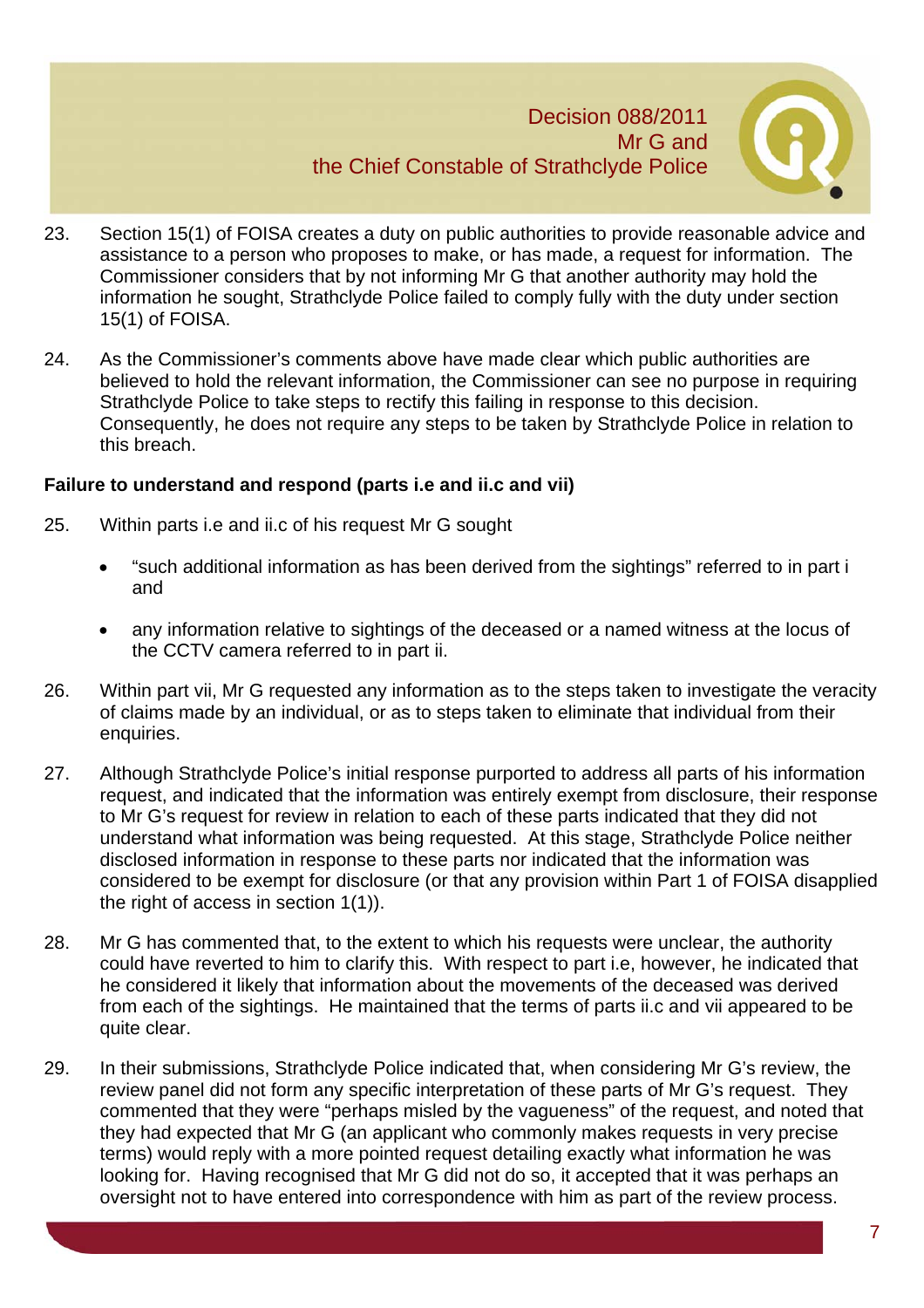23. Section 15(1) of FOISA creates a duty on public authorities to provide reasonable advice and assistance to a person who proposes to make, or has made, a request for information. The Commissioner considers that by not informing Mr G that another authority may hold the information he sought, Strathclyde Police failed to comply fully with the duty under section 15(1) of FOISA.

24. As the Commissioner's comments above have made clear which public authorities are believed to hold the relevant information, the Commissioner can see no purpose in requiring Strathclyde Police to take steps to rectify this failing in response to this decision. Consequently, he does not require any steps to be taken by Strathclyde Police in relation to this breach.

**Failure to understand and respond (parts i.e and ii.c and vii)**

25. Within parts i.e and ii.c of his request Mr G sought

    - "such additional information as has been derived from the sightings" referred to in part i and
    - any information relative to sightings of the deceased or a named witness at the locus of the CCTV camera referred to in part ii.

26. Within part vii, Mr G requested any information as to the steps taken to investigate the veracity of claims made by an individual, or as to steps taken to eliminate that individual from their enquiries.

27. Although Strathclyde Police's initial response purported to address all parts of his information request, and indicated that the information was entirely exempt from disclosure, their response to Mr G's request for review in relation to each of these parts indicated that they did not understand what information was being requested. At this stage, Strathclyde Police neither disclosed information in response to these parts nor indicated that the information was considered to be exempt for disclosure (or that any provision within Part 1 of FOISA disapplied the right of access in section 1(1)).

28. Mr G has commented that, to the extent to which his requests were unclear, the authority could have reverted to him to clarify this. With respect to part i.e, however, he indicated that he considered it likely that information about the movements of the deceased was derived from each of the sightings. He maintained that the terms of parts ii.c and vii appeared to be quite clear.

29. In their submissions, Strathclyde Police indicated that, when considering Mr G's review, the review panel did not form any specific interpretation of these parts of Mr G's request. They commented that they were "perhaps misled by the vagueness" of the request, and noted that they had expected that Mr G (an applicant who commonly makes requests in very precise terms) would reply with a more pointed request detailing exactly what information he was looking for. Having recognised that Mr G did not do so, it accepted that it was perhaps an oversight not to have entered into correspondence with him as part of the review process.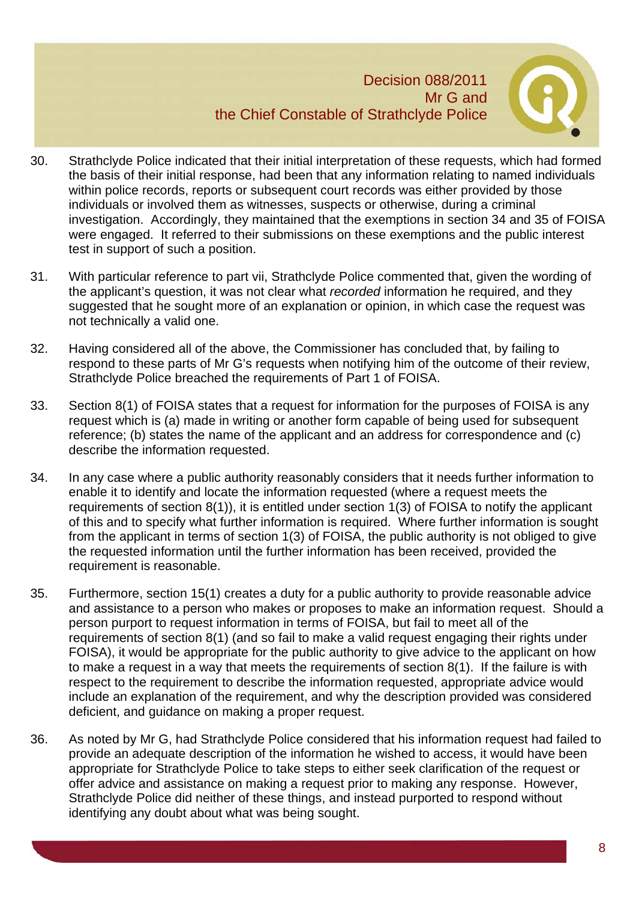30. Strathclyde Police indicated that their initial interpretation of these requests, which had formed the basis of their initial response, had been that any information relating to named individuals within police records, reports or subsequent court records was either provided by those individuals or involved them as witnesses, suspects or otherwise, during a criminal investigation. Accordingly, they maintained that the exemptions in section 34 and 35 of FOISA were engaged. It referred to their submissions on these exemptions and the public interest test in support of such a position.

31. With particular reference to part vii, Strathclyde Police commented that, given the wording of the applicant's question, it was not clear what *recorded* information he required, and they suggested that he sought more of an explanation or opinion, in which case the request was not technically a valid one.

32. Having considered all of the above, the Commissioner has concluded that, by failing to respond to these parts of Mr G's requests when notifying him of the outcome of their review, Strathclyde Police breached the requirements of Part 1 of FOISA.

33. Section 8(1) of FOISA states that a request for information for the purposes of FOISA is any request which is (a) made in writing or another form capable of being used for subsequent reference; (b) states the name of the applicant and an address for correspondence and (c) describe the information requested.

34. In any case where a public authority reasonably considers that it needs further information to enable it to identify and locate the information requested (where a request meets the requirements of section 8(1)), it is entitled under section 1(3) of FOISA to notify the applicant of this and to specify what further information is required. Where further information is sought from the applicant in terms of section 1(3) of FOISA, the public authority is not obliged to give the requested information until the further information has been received, provided the requirement is reasonable.

35. Furthermore, section 15(1) creates a duty for a public authority to provide reasonable advice and assistance to a person who makes or proposes to make an information request. Should a person purport to request information in terms of FOISA, but fail to meet all of the requirements of section 8(1) (and so fail to make a valid request engaging their rights under FOISA), it would be appropriate for the public authority to give advice to the applicant on how to make a request in a way that meets the requirements of section 8(1). If the failure is with respect to the requirement to describe the information requested, appropriate advice would include an explanation of the requirement, and why the description provided was considered deficient, and guidance on making a proper request.

36. As noted by Mr G, had Strathclyde Police considered that his information request had failed to provide an adequate description of the information he wished to access, it would have been appropriate for Strathclyde Police to take steps to either seek clarification of the request or offer advice and assistance on making a request prior to making any response. However, Strathclyde Police did neither of these things, and instead purported to respond without identifying any doubt about what was being sought.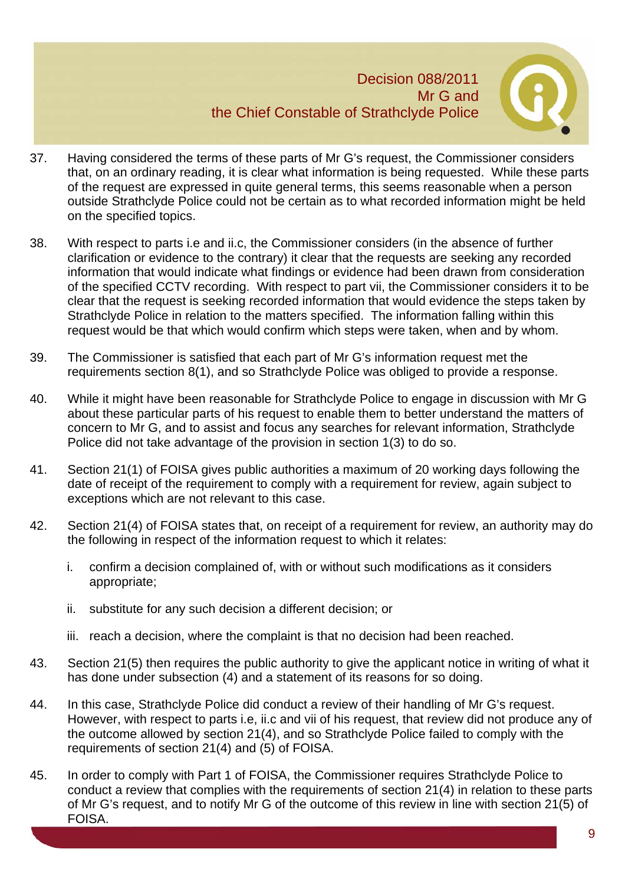37. Having considered the terms of these parts of Mr G's request, the Commissioner considers that, on an ordinary reading, it is clear what information is being requested. While these parts of the request are expressed in quite general terms, this seems reasonable when a person outside Strathclyde Police could not be certain as to what recorded information might be held on the specified topics.

38. With respect to parts i.e and ii.c, the Commissioner considers (in the absence of further clarification or evidence to the contrary) it clear that the requests are seeking any recorded information that would indicate what findings or evidence had been drawn from consideration of the specified CCTV recording. With respect to part vii, the Commissioner considers it to be clear that the request is seeking recorded information that would evidence the steps taken by Strathclyde Police in relation to the matters specified. The information falling within this request would be that which would confirm which steps were taken, when and by whom.

39. The Commissioner is satisfied that each part of Mr G's information request met the requirements section 8(1), and so Strathclyde Police was obliged to provide a response.

40. While it might have been reasonable for Strathclyde Police to engage in discussion with Mr G about these particular parts of his request to enable them to better understand the matters of concern to Mr G, and to assist and focus any searches for relevant information, Strathclyde Police did not take advantage of the provision in section 1(3) to do so.

41. Section 21(1) of FOISA gives public authorities a maximum of 20 working days following the date of receipt of the requirement to comply with a requirement for review, again subject to exceptions which are not relevant to this case.

42. Section 21(4) of FOISA states that, on receipt of a requirement for review, an authority may do the following in respect of the information request to which it relates:

    i. confirm a decision complained of, with or without such modifications as it considers appropriate;

    ii. substitute for any such decision a different decision; or

    iii. reach a decision, where the complaint is that no decision had been reached.

43. Section 21(5) then requires the public authority to give the applicant notice in writing of what it has done under subsection (4) and a statement of its reasons for so doing.

44. In this case, Strathclyde Police did conduct a review of their handling of Mr G's request. However, with respect to parts i.e, ii.c and vii of his request, that review did not produce any of the outcome allowed by section 21(4), and so Strathclyde Police failed to comply with the requirements of section 21(4) and (5) of FOISA.

45. In order to comply with Part 1 of FOISA, the Commissioner requires Strathclyde Police to conduct a review that complies with the requirements of section 21(4) in relation to these parts of Mr G's request, and to notify Mr G of the outcome of this review in line with section 21(5) of FOISA.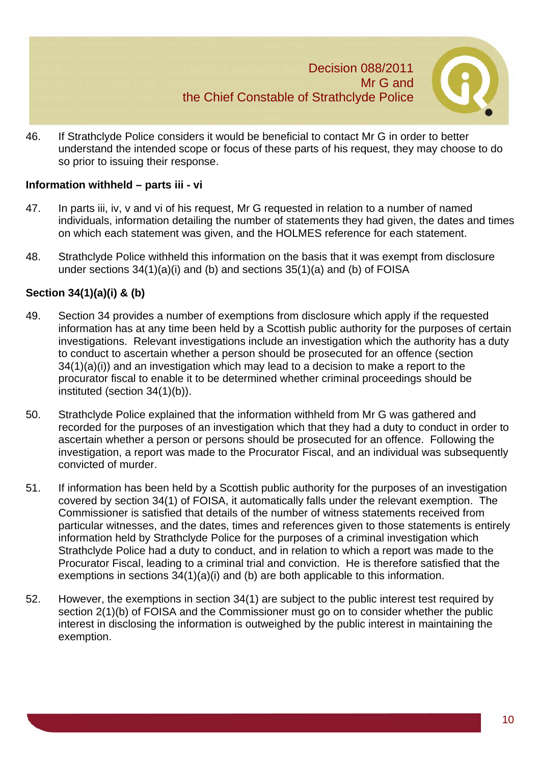46. If Strathclyde Police considers it would be beneficial to contact Mr G in order to better understand the intended scope or focus of these parts of his request, they may choose to do so prior to issuing their response.

**Information withheld – parts iii - vi**

47. In parts iii, iv, v and vi of his request, Mr G requested in relation to a number of named individuals, information detailing the number of statements they had given, the dates and times on which each statement was given, and the HOLMES reference for each statement.

48. Strathclyde Police withheld this information on the basis that it was exempt from disclosure under sections 34(1)(a)(i) and (b) and sections 35(1)(a) and (b) of FOISA

**Section 34(1)(a)(i) & (b)**

49. Section 34 provides a number of exemptions from disclosure which apply if the requested information has at any time been held by a Scottish public authority for the purposes of certain investigations. Relevant investigations include an investigation which the authority has a duty to conduct to ascertain whether a person should be prosecuted for an offence (section 34(1)(a)(i)) and an investigation which may lead to a decision to make a report to the procurator fiscal to enable it to be determined whether criminal proceedings should be instituted (section 34(1)(b)).

50. Strathclyde Police explained that the information withheld from Mr G was gathered and recorded for the purposes of an investigation which that they had a duty to conduct in order to ascertain whether a person or persons should be prosecuted for an offence. Following the investigation, a report was made to the Procurator Fiscal, and an individual was subsequently convicted of murder.

51. If information has been held by a Scottish public authority for the purposes of an investigation covered by section 34(1) of FOISA, it automatically falls under the relevant exemption. The Commissioner is satisfied that details of the number of witness statements received from particular witnesses, and the dates, times and references given to those statements is entirely information held by Strathclyde Police for the purposes of a criminal investigation which Strathclyde Police had a duty to conduct, and in relation to which a report was made to the Procurator Fiscal, leading to a criminal trial and conviction. He is therefore satisfied that the exemptions in sections 34(1)(a)(i) and (b) are both applicable to this information.

52. However, the exemptions in section 34(1) are subject to the public interest test required by section 2(1)(b) of FOISA and the Commissioner must go on to consider whether the public interest in disclosing the information is outweighed by the public interest in maintaining the exemption.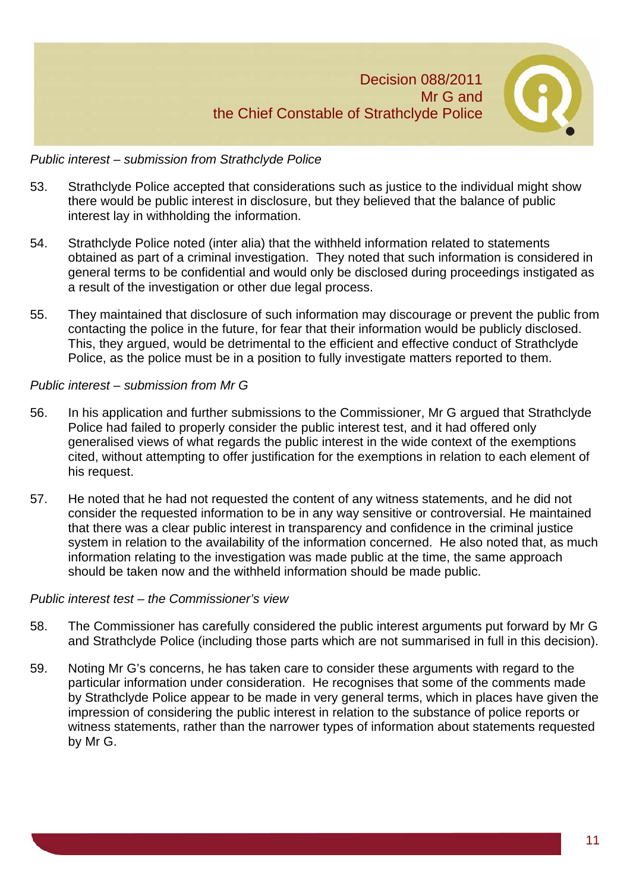*Public interest – submission from Strathclyde Police*

53. Strathclyde Police accepted that considerations such as justice to the individual might show there would be public interest in disclosure, but they believed that the balance of public interest lay in withholding the information.

54. Strathclyde Police noted (inter alia) that the withheld information related to statements obtained as part of a criminal investigation. They noted that such information is considered in general terms to be confidential and would only be disclosed during proceedings instigated as a result of the investigation or other due legal process.

55. They maintained that disclosure of such information may discourage or prevent the public from contacting the police in the future, for fear that their information would be publicly disclosed. This, they argued, would be detrimental to the efficient and effective conduct of Strathclyde Police, as the police must be in a position to fully investigate matters reported to them.

*Public interest – submission from Mr G*

56. In his application and further submissions to the Commissioner, Mr G argued that Strathclyde Police had failed to properly consider the public interest test, and it had offered only generalised views of what regards the public interest in the wide context of the exemptions cited, without attempting to offer justification for the exemptions in relation to each element of his request.

57. He noted that he had not requested the content of any witness statements, and he did not consider the requested information to be in any way sensitive or controversial. He maintained that there was a clear public interest in transparency and confidence in the criminal justice system in relation to the availability of the information concerned. He also noted that, as much information relating to the investigation was made public at the time, the same approach should be taken now and the withheld information should be made public.

*Public interest test – the Commissioner's view*

58. The Commissioner has carefully considered the public interest arguments put forward by Mr G and Strathclyde Police (including those parts which are not summarised in full in this decision).

59. Noting Mr G's concerns, he has taken care to consider these arguments with regard to the particular information under consideration. He recognises that some of the comments made by Strathclyde Police appear to be made in very general terms, which in places have given the impression of considering the public interest in relation to the substance of police reports or witness statements, rather than the narrower types of information about statements requested by Mr G.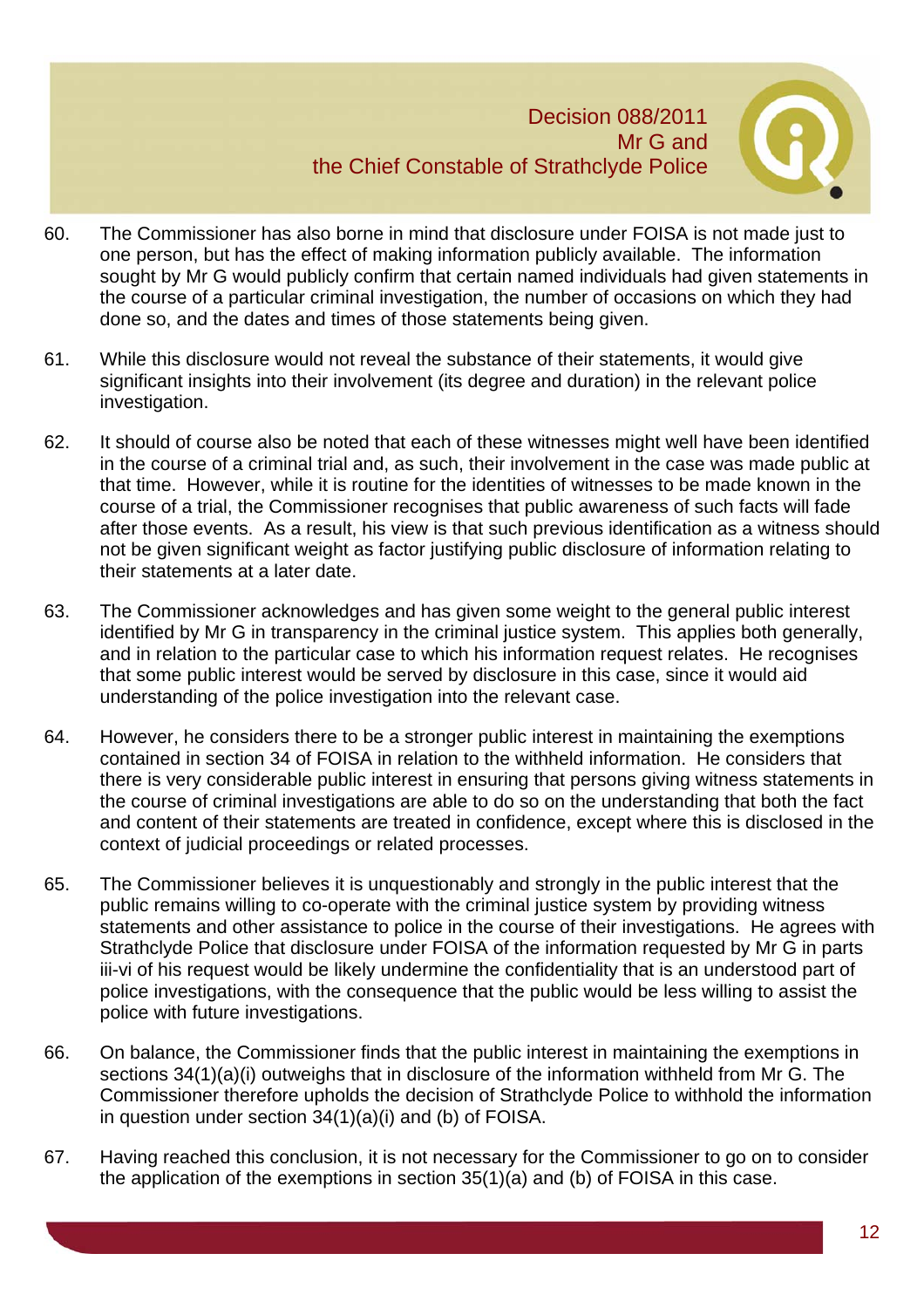60. The Commissioner has also borne in mind that disclosure under FOISA is not made just to one person, but has the effect of making information publicly available. The information sought by Mr G would publicly confirm that certain named individuals had given statements in the course of a particular criminal investigation, the number of occasions on which they had done so, and the dates and times of those statements being given.

61. While this disclosure would not reveal the substance of their statements, it would give significant insights into their involvement (its degree and duration) in the relevant police investigation.

62. It should of course also be noted that each of these witnesses might well have been identified in the course of a criminal trial and, as such, their involvement in the case was made public at that time. However, while it is routine for the identities of witnesses to be made known in the course of a trial, the Commissioner recognises that public awareness of such facts will fade after those events. As a result, his view is that such previous identification as a witness should not be given significant weight as factor justifying public disclosure of information relating to their statements at a later date.

63. The Commissioner acknowledges and has given some weight to the general public interest identified by Mr G in transparency in the criminal justice system. This applies both generally, and in relation to the particular case to which his information request relates. He recognises that some public interest would be served by disclosure in this case, since it would aid understanding of the police investigation into the relevant case.

64. However, he considers there to be a stronger public interest in maintaining the exemptions contained in section 34 of FOISA in relation to the withheld information. He considers that there is very considerable public interest in ensuring that persons giving witness statements in the course of criminal investigations are able to do so on the understanding that both the fact and content of their statements are treated in confidence, except where this is disclosed in the context of judicial proceedings or related processes.

65. The Commissioner believes it is unquestionably and strongly in the public interest that the public remains willing to co-operate with the criminal justice system by providing witness statements and other assistance to police in the course of their investigations. He agrees with Strathclyde Police that disclosure under FOISA of the information requested by Mr G in parts iii-vi of his request would be likely undermine the confidentiality that is an understood part of police investigations, with the consequence that the public would be less willing to assist the police with future investigations.

66. On balance, the Commissioner finds that the public interest in maintaining the exemptions in sections 34(1)(a)(i) outweighs that in disclosure of the information withheld from Mr G. The Commissioner therefore upholds the decision of Strathclyde Police to withhold the information in question under section 34(1)(a)(i) and (b) of FOISA.

67. Having reached this conclusion, it is not necessary for the Commissioner to go on to consider the application of the exemptions in section 35(1)(a) and (b) of FOISA in this case.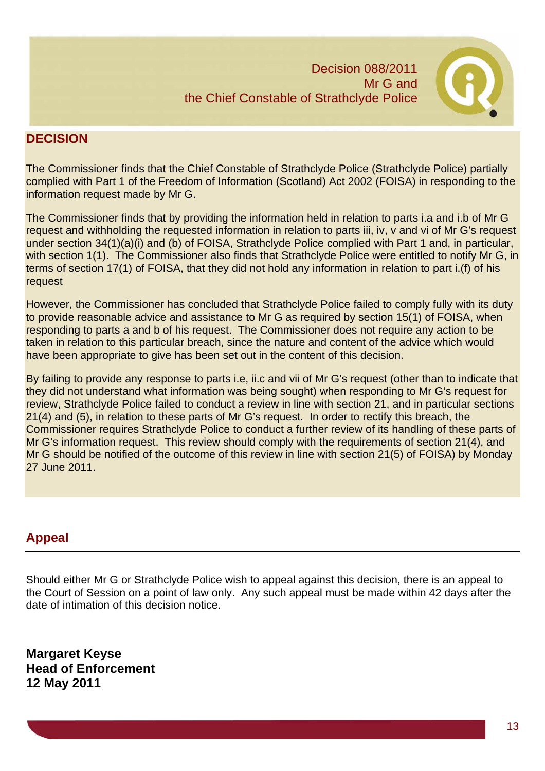## DECISION

The Commissioner finds that the Chief Constable of Strathclyde Police (Strathclyde Police) partially complied with Part 1 of the Freedom of Information (Scotland) Act 2002 (FOISA) in responding to the information request made by Mr G.

The Commissioner finds that by providing the information held in relation to parts i.a and i.b of Mr G request and withholding the requested information in relation to parts iii, iv, v and vi of Mr G's request under section 34(1)(a)(i) and (b) of FOISA, Strathclyde Police complied with Part 1 and, in particular, with section 1(1). The Commissioner also finds that Strathclyde Police were entitled to notify Mr G, in terms of section 17(1) of FOISA, that they did not hold any information in relation to part i.(f) of his request

However, the Commissioner has concluded that Strathclyde Police failed to comply fully with its duty to provide reasonable advice and assistance to Mr G as required by section 15(1) of FOISA, when responding to parts a and b of his request. The Commissioner does not require any action to be taken in relation to this particular breach, since the nature and content of the advice which would have been appropriate to give has been set out in the content of this decision.

By failing to provide any response to parts i.e, ii.c and vii of Mr G's request (other than to indicate that they did not understand what information was being sought) when responding to Mr G's request for review, Strathclyde Police failed to conduct a review in line with section 21, and in particular sections 21(4) and (5), in relation to these parts of Mr G's request. In order to rectify this breach, the Commissioner requires Strathclyde Police to conduct a further review of its handling of these parts of Mr G's information request. This review should comply with the requirements of section 21(4), and Mr G should be notified of the outcome of this review in line with section 21(5) of FOISA) by Monday 27 June 2011.

## Appeal

Should either Mr G or Strathclyde Police wish to appeal against this decision, there is an appeal to the Court of Session on a point of law only. Any such appeal must be made within 42 days after the date of intimation of this decision notice.

**Margaret Keyse**
**Head of Enforcement**
**12 May 2011**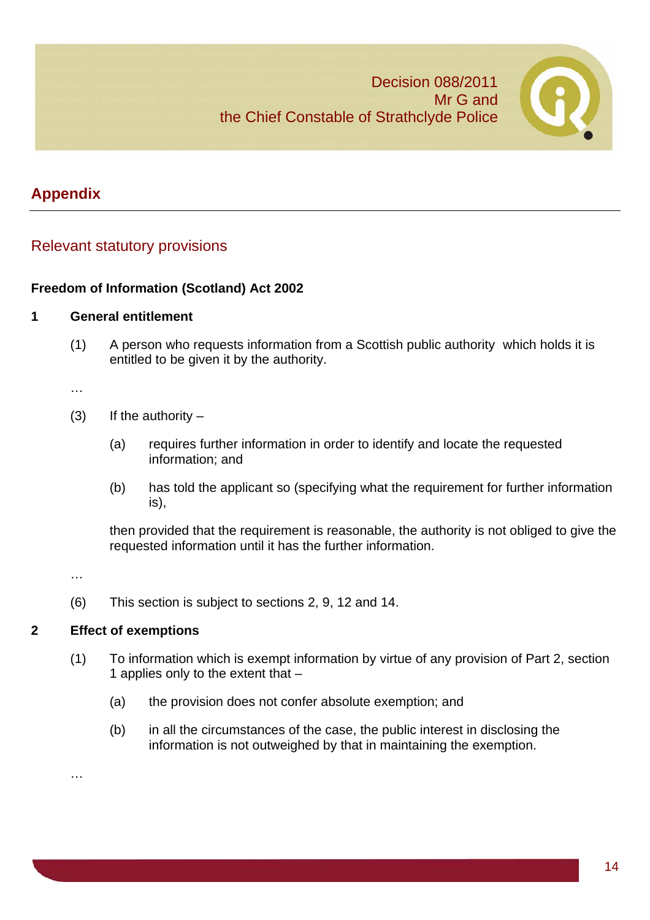## Appendix

### Relevant statutory provisions

**Freedom of Information (Scotland) Act 2002**

**1 General entitlement**

(1) A person who requests information from a Scottish public authority which holds it is entitled to be given it by the authority.

…

(3) If the authority –

(a) requires further information in order to identify and locate the requested information; and

(b) has told the applicant so (specifying what the requirement for further information is),

then provided that the requirement is reasonable, the authority is not obliged to give the requested information until it has the further information.

…

(6) This section is subject to sections 2, 9, 12 and 14.

**2 Effect of exemptions**

(1) To information which is exempt information by virtue of any provision of Part 2, section 1 applies only to the extent that –

(a) the provision does not confer absolute exemption; and

(b) in all the circumstances of the case, the public interest in disclosing the information is not outweighed by that in maintaining the exemption.

…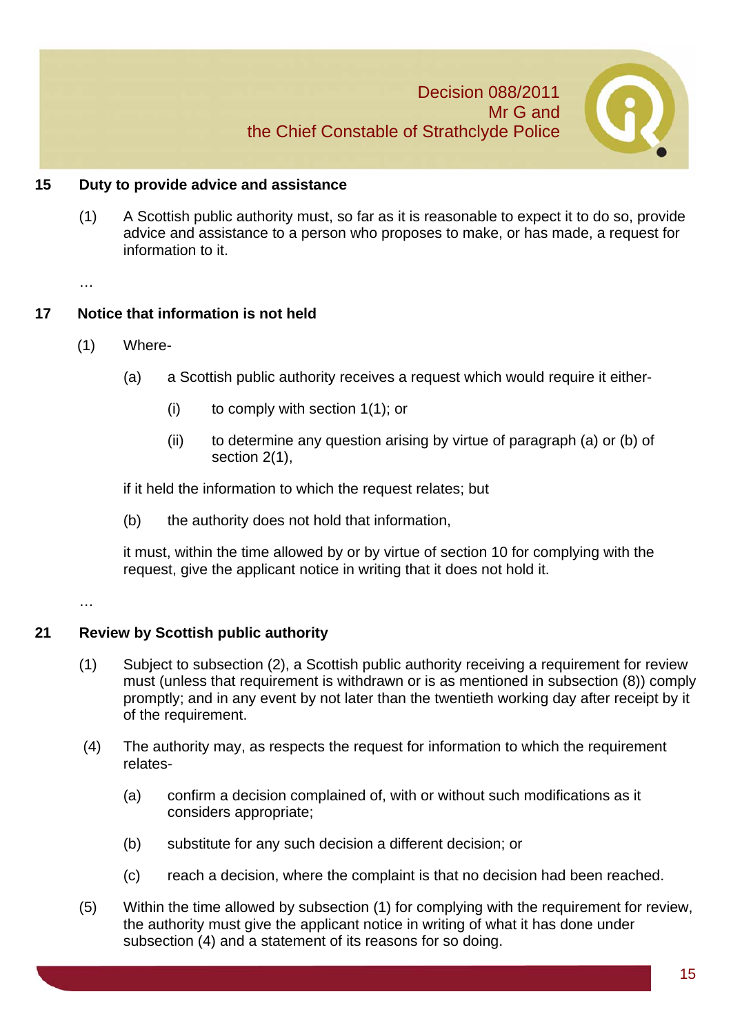**15 Duty to provide advice and assistance**

(1) A Scottish public authority must, so far as it is reasonable to expect it to do so, provide advice and assistance to a person who proposes to make, or has made, a request for information to it.

…

**17 Notice that information is not held**

(1) Where-

(a) a Scottish public authority receives a request which would require it either-

(i) to comply with section 1(1); or

(ii) to determine any question arising by virtue of paragraph (a) or (b) of section 2(1),

if it held the information to which the request relates; but

(b) the authority does not hold that information,

it must, within the time allowed by or by virtue of section 10 for complying with the request, give the applicant notice in writing that it does not hold it.

…

**21 Review by Scottish public authority**

(1) Subject to subsection (2), a Scottish public authority receiving a requirement for review must (unless that requirement is withdrawn or is as mentioned in subsection (8)) comply promptly; and in any event by not later than the twentieth working day after receipt by it of the requirement.

(4) The authority may, as respects the request for information to which the requirement relates-

(a) confirm a decision complained of, with or without such modifications as it considers appropriate;

(b) substitute for any such decision a different decision; or

(c) reach a decision, where the complaint is that no decision had been reached.

(5) Within the time allowed by subsection (1) for complying with the requirement for review, the authority must give the applicant notice in writing of what it has done under subsection (4) and a statement of its reasons for so doing.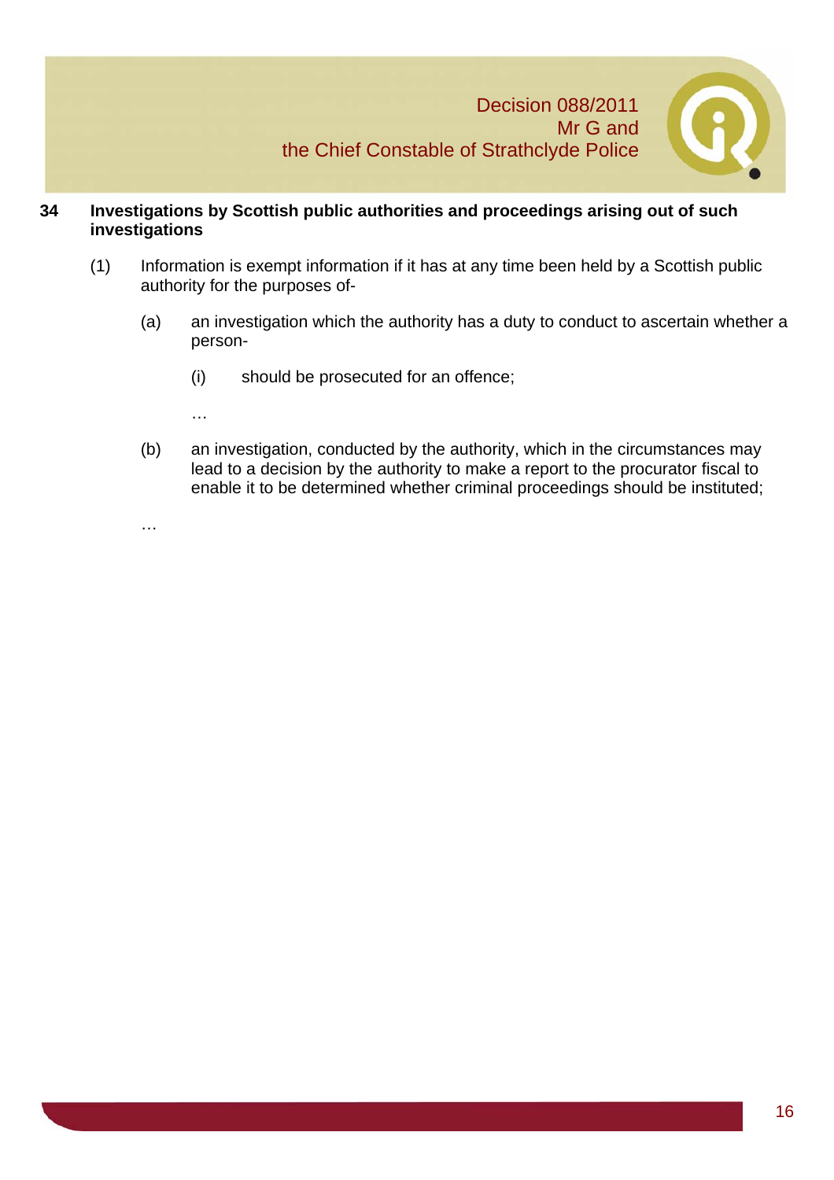**34 Investigations by Scottish public authorities and proceedings arising out of such investigations**

(1) Information is exempt information if it has at any time been held by a Scottish public authority for the purposes of-

(a) an investigation which the authority has a duty to conduct to ascertain whether a person-

(i) should be prosecuted for an offence;

…

(b) an investigation, conducted by the authority, which in the circumstances may lead to a decision by the authority to make a report to the procurator fiscal to enable it to be determined whether criminal proceedings should be instituted;

…